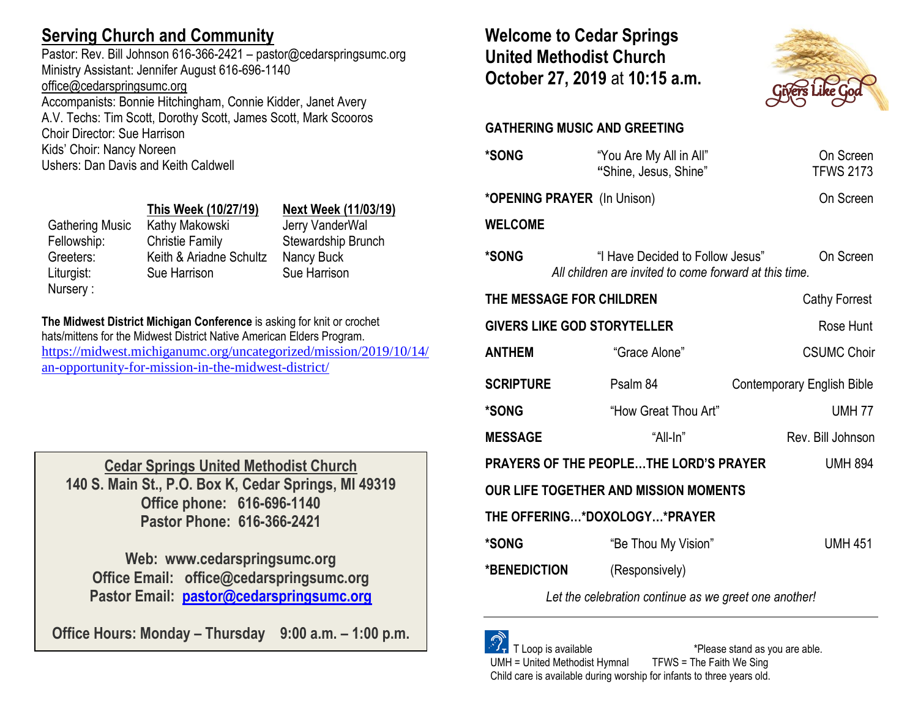## Serving Church and Community

Pastor: Rev. Bill Johnson 616-366-2421 – pastor@cedarspringsumc.org
Ministry Assistant: Jennifer August 616-696-1140
office@cedarspringsumc.org
Accompanists: Bonnie Hitchingham, Connie Kidder, Janet Avery
A.V. Techs: Tim Scott, Dorothy Scott, James Scott, Mark Scooros
Choir Director: Sue Harrison
Kids' Choir: Nancy Noreen
Ushers: Dan Davis and Keith Caldwell

| | This Week (10/27/19) | Next Week (11/03/19) |
|---|---|---|
| Gathering Music | Kathy Makowski | Jerry VanderWal |
| Fellowship: | Christie Family | Stewardship Brunch |
| Greeters: | Keith & Ariadne Schultz | Nancy Buck |
| Liturgist: | Sue Harrison | Sue Harrison |
| Nursery : | | |

**The Midwest District Michigan Conference** is asking for knit or crochet hats/mittens for the Midwest District Native American Elders Program.
https://midwest.michiganumc.org/uncategorized/mission/2019/10/14/an-opportunity-for-mission-in-the-midwest-district/

**Cedar Springs United Methodist Church**
**140 S. Main St., P.O. Box K, Cedar Springs, MI 49319**
**Office phone: 616-696-1140**
**Pastor Phone: 616-366-2421**

**Web: www.cedarspringsumc.org**
**Office Email: office@cedarspringsumc.org**
**Pastor Email: pastor@cedarspringsumc.org**

**Office Hours: Monday – Thursday 9:00 a.m. – 1:00 p.m.**

## Welcome to Cedar Springs United Methodist Church October 27, 2019 at 10:15 a.m.

Givers Like God

**GATHERING MUSIC AND GREETING**

**\*SONG** "You Are My All in All" — On Screen
"Shine, Jesus, Shine" — TFWS 2173

**\*OPENING PRAYER** (In Unison) — On Screen

**WELCOME**

**\*SONG** "I Have Decided to Follow Jesus" — On Screen
*All children are invited to come forward at this time.*

**THE MESSAGE FOR CHILDREN** — Cathy Forrest

**GIVERS LIKE GOD STORYTELLER** — Rose Hunt

**ANTHEM** "Grace Alone" — CSUMC Choir

**SCRIPTURE** Psalm 84 — Contemporary English Bible

**\*SONG** "How Great Thou Art" — UMH 77

**MESSAGE** "All-In" — Rev. Bill Johnson

**PRAYERS OF THE PEOPLE…THE LORD'S PRAYER** — UMH 894

**OUR LIFE TOGETHER AND MISSION MOMENTS**

**THE OFFERING…\*DOXOLOGY…\*PRAYER**

**\*SONG** "Be Thou My Vision" — UMH 451

**\*BENEDICTION** (Responsively)

*Let the celebration continue as we greet one another!*

---

T Loop is available — \*Please stand as you are able.
UMH = United Methodist Hymnal — TFWS = The Faith We Sing
Child care is available during worship for infants to three years old.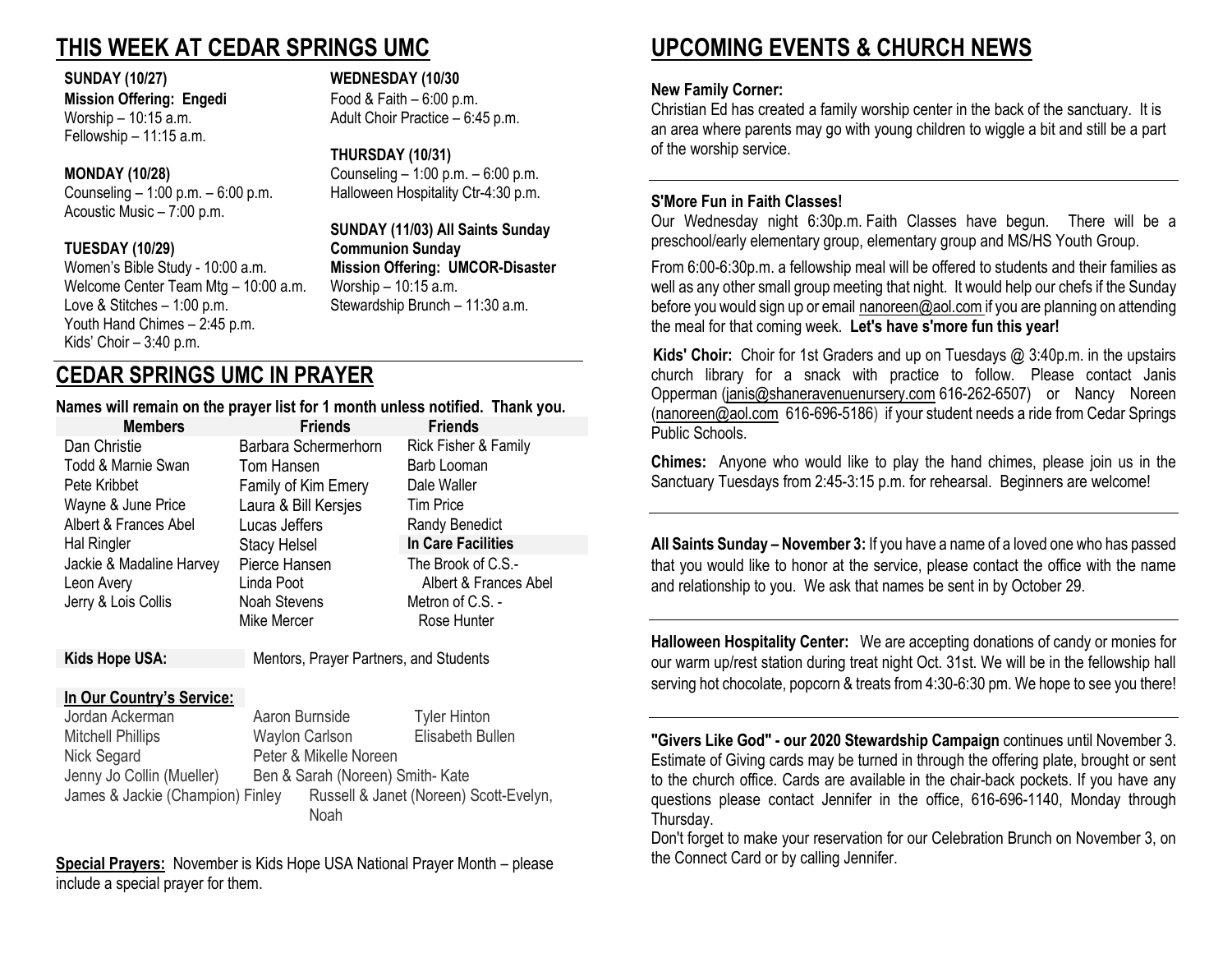# THIS WEEK AT CEDAR SPRINGS UMC

**SUNDAY (10/27)**
**Mission Offering: Engedi**
Worship – 10:15 a.m.
Fellowship – 11:15 a.m.

**MONDAY (10/28)**
Counseling – 1:00 p.m. – 6:00 p.m.
Acoustic Music – 7:00 p.m.

**TUESDAY (10/29)**
Women's Bible Study - 10:00 a.m.
Welcome Center Team Mtg – 10:00 a.m.
Love & Stitches – 1:00 p.m.
Youth Hand Chimes – 2:45 p.m.
Kids' Choir – 3:40 p.m.

**WEDNESDAY (10/30**
Food & Faith – 6:00 p.m.
Adult Choir Practice – 6:45 p.m.

**THURSDAY (10/31)**
Counseling – 1:00 p.m. – 6:00 p.m.
Halloween Hospitality Ctr-4:30 p.m.

**SUNDAY (11/03) All Saints Sunday**
**Communion Sunday**
**Mission Offering: UMCOR-Disaster**
Worship – 10:15 a.m.
Stewardship Brunch – 11:30 a.m.

# CEDAR SPRINGS UMC IN PRAYER

**Names will remain on the prayer list for 1 month unless notified. Thank you.**

| Members | Friends | Friends |
|---|---|---|
| Dan Christie | Barbara Schermerhorn | Rick Fisher & Family |
| Todd & Marnie Swan | Tom Hansen | Barb Looman |
| Pete Kribbet | Family of Kim Emery | Dale Waller |
| Wayne & June Price | Laura & Bill Kersjes | Tim Price |
| Albert & Frances Abel | Lucas Jeffers | Randy Benedict |
| Hal Ringler | Stacy Helsel | **In Care Facilities** |
| Jackie & Madaline Harvey | Pierce Hansen | The Brook of C.S.- Albert & Frances Abel |
| Leon Avery | Linda Poot | |
| Jerry & Lois Collis | Noah Stevens | Metron of C.S. - Rose Hunter |
| | Mike Mercer | |

**Kids Hope USA:** Mentors, Prayer Partners, and Students

**In Our Country's Service:**

| | | |
|---|---|---|
| Jordan Ackerman | Aaron Burnside | Tyler Hinton |
| Mitchell Phillips | Waylon Carlson | Elisabeth Bullen |
| Nick Segard | Peter & Mikelle Noreen | |
| Jenny Jo Collin (Mueller) | Ben & Sarah (Noreen) Smith- Kate | |
| James & Jackie (Champion) Finley | Russell & Janet (Noreen) Scott-Evelyn, Noah | |

**Special Prayers:** November is Kids Hope USA National Prayer Month – please include a special prayer for them.

# UPCOMING EVENTS & CHURCH NEWS

**New Family Corner:**
Christian Ed has created a family worship center in the back of the sanctuary. It is an area where parents may go with young children to wiggle a bit and still be a part of the worship service.

---

**S'More Fun in Faith Classes!**
Our Wednesday night 6:30p.m. Faith Classes have begun. There will be a preschool/early elementary group, elementary group and MS/HS Youth Group.

From 6:00-6:30p.m. a fellowship meal will be offered to students and their families as well as any other small group meeting that night. It would help our chefs if the Sunday before you would sign up or email nanoreen@aol.com if you are planning on attending the meal for that coming week. **Let's have s'more fun this year!**

**Kids' Choir:** Choir for 1st Graders and up on Tuesdays @ 3:40p.m. in the upstairs church library for a snack with practice to follow. Please contact Janis Opperman (janis@shaneravenuenursery.com 616-262-6507) or Nancy Noreen (nanoreen@aol.com 616-696-5186) if your student needs a ride from Cedar Springs Public Schools.

**Chimes:** Anyone who would like to play the hand chimes, please join us in the Sanctuary Tuesdays from 2:45-3:15 p.m. for rehearsal. Beginners are welcome!

---

**All Saints Sunday – November 3:** If you have a name of a loved one who has passed that you would like to honor at the service, please contact the office with the name and relationship to you. We ask that names be sent in by October 29.

---

**Halloween Hospitality Center:** We are accepting donations of candy or monies for our warm up/rest station during treat night Oct. 31st. We will be in the fellowship hall serving hot chocolate, popcorn & treats from 4:30-6:30 pm. We hope to see you there!

---

**"Givers Like God" - our 2020 Stewardship Campaign** continues until November 3. Estimate of Giving cards may be turned in through the offering plate, brought or sent to the church office. Cards are available in the chair-back pockets. If you have any questions please contact Jennifer in the office, 616-696-1140, Monday through Thursday.

Don't forget to make your reservation for our Celebration Brunch on November 3, on the Connect Card or by calling Jennifer.